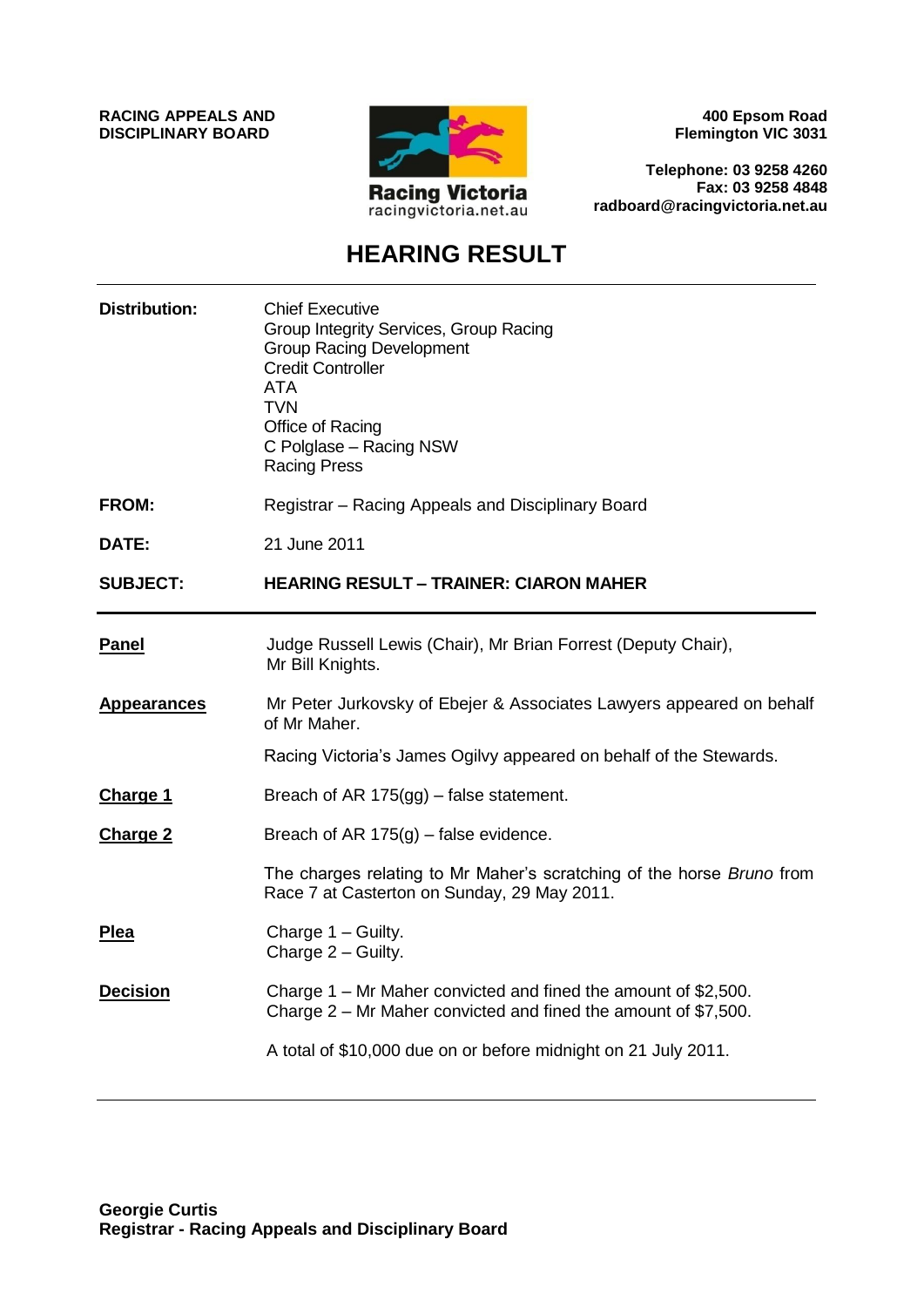**RACING APPEALS AND DISCIPLINARY BOARD**

Racing Victoria
racingvictoria.net.au

**400 Epsom Road**
**Flemington VIC 3031**

**Telephone: 03 9258 4260**
**Fax: 03 9258 4848**
**radboard@racingvictoria.net.au**

# HEARING RESULT

| | |
|---|---|
| **Distribution:** | Chief Executive<br>Group Integrity Services, Group Racing<br>Group Racing Development<br>Credit Controller<br>ATA<br>TVN<br>Office of Racing<br>C Polglase – Racing NSW<br>Racing Press |
| **FROM:** | Registrar – Racing Appeals and Disciplinary Board |
| **DATE:** | 21 June 2011 |
| **SUBJECT:** | **HEARING RESULT – TRAINER: CIARON MAHER** |

**Panel**

Judge Russell Lewis (Chair), Mr Brian Forrest (Deputy Chair), Mr Bill Knights.

**Appearances**

Mr Peter Jurkovsky of Ebejer & Associates Lawyers appeared on behalf of Mr Maher.

Racing Victoria's James Ogilvy appeared on behalf of the Stewards.

**Charge 1**

Breach of AR 175(gg) – false statement.

**Charge 2**

Breach of AR 175(g) – false evidence.

The charges relating to Mr Maher's scratching of the horse *Bruno* from Race 7 at Casterton on Sunday, 29 May 2011.

**Plea**

Charge 1 – Guilty.
Charge 2 – Guilty.

**Decision**

Charge 1 – Mr Maher convicted and fined the amount of $2,500.
Charge 2 – Mr Maher convicted and fined the amount of $7,500.

A total of $10,000 due on or before midnight on 21 July 2011.

**Georgie Curtis**
**Registrar - Racing Appeals and Disciplinary Board**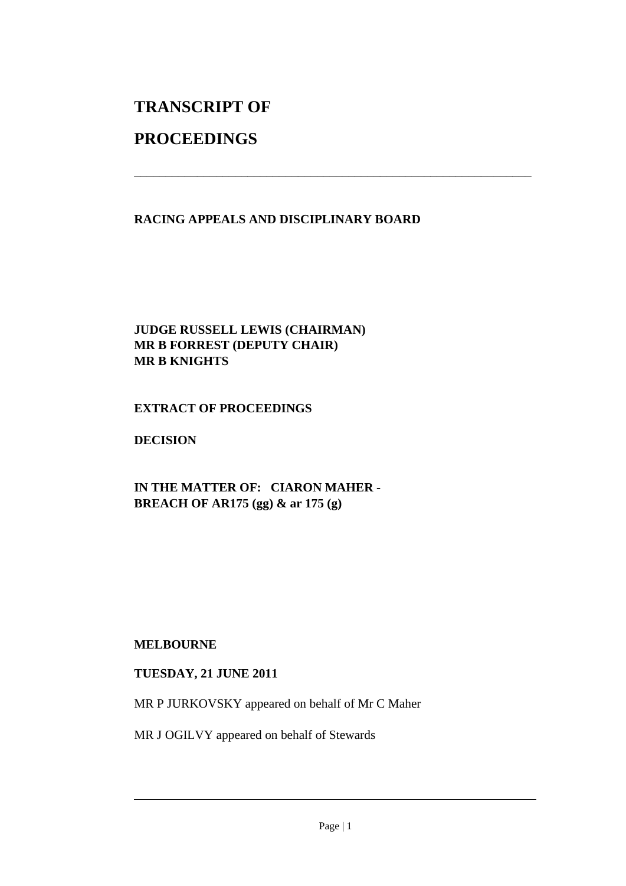# TRANSCRIPT OF

# PROCEEDINGS

---

**RACING APPEALS AND DISCIPLINARY BOARD**

**JUDGE RUSSELL LEWIS (CHAIRMAN)**
**MR B FORREST (DEPUTY CHAIR)**
**MR B KNIGHTS**

**EXTRACT OF PROCEEDINGS**

**DECISION**

**IN THE MATTER OF: CIARON MAHER -**
**BREACH OF AR175 (gg) & ar 175 (g)**

**MELBOURNE**

**TUESDAY, 21 JUNE 2011**

MR P JURKOVSKY appeared on behalf of Mr C Maher

MR J OGILVY appeared on behalf of Stewards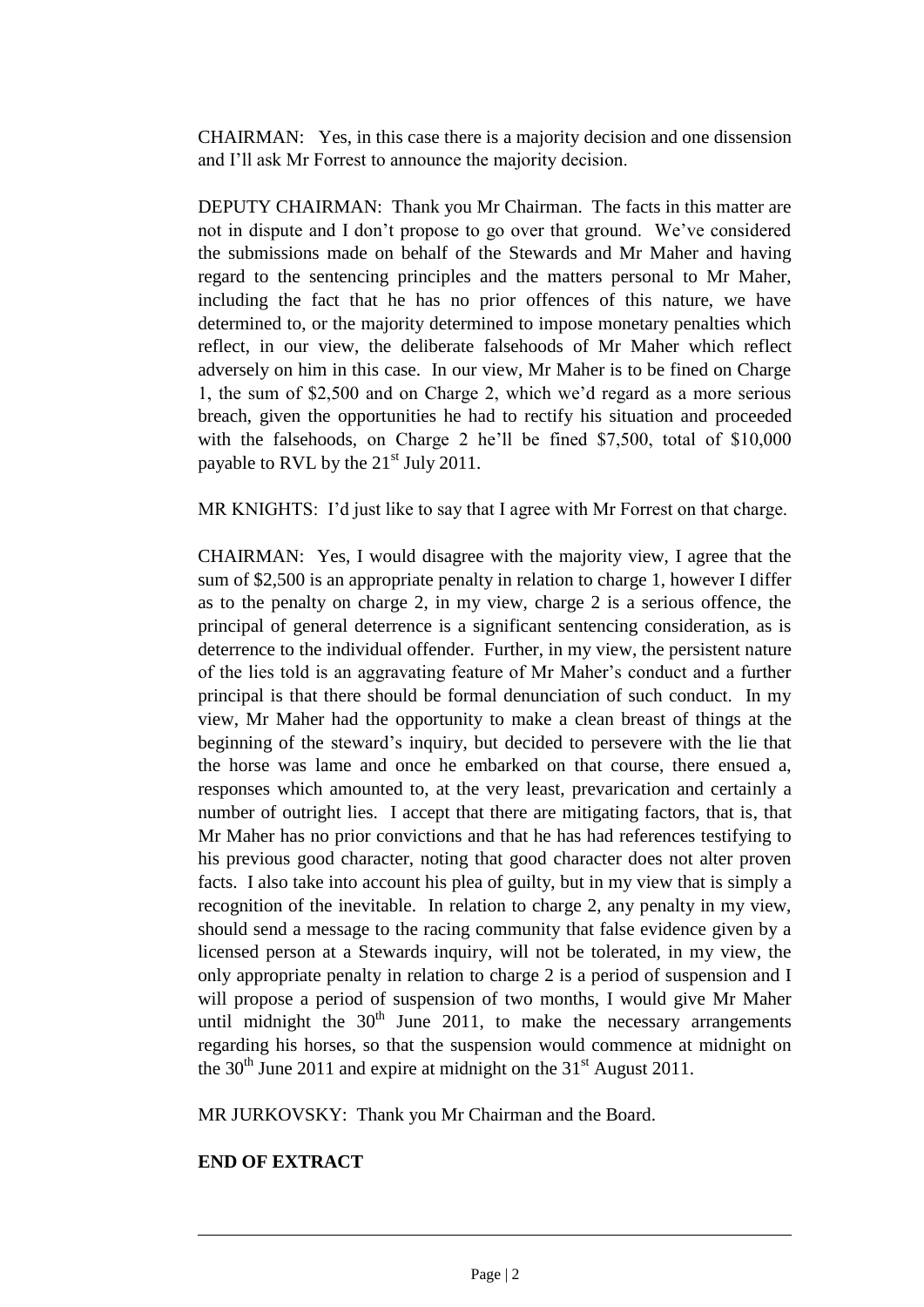CHAIRMAN: Yes, in this case there is a majority decision and one dissension and I'll ask Mr Forrest to announce the majority decision.

DEPUTY CHAIRMAN: Thank you Mr Chairman. The facts in this matter are not in dispute and I don't propose to go over that ground. We've considered the submissions made on behalf of the Stewards and Mr Maher and having regard to the sentencing principles and the matters personal to Mr Maher, including the fact that he has no prior offences of this nature, we have determined to, or the majority determined to impose monetary penalties which reflect, in our view, the deliberate falsehoods of Mr Maher which reflect adversely on him in this case. In our view, Mr Maher is to be fined on Charge 1, the sum of \$2,500 and on Charge 2, which we'd regard as a more serious breach, given the opportunities he had to rectify his situation and proceeded with the falsehoods, on Charge 2 he'll be fined \$7,500, total of \$10,000 payable to RVL by the 21st July 2011.

MR KNIGHTS: I'd just like to say that I agree with Mr Forrest on that charge.

CHAIRMAN: Yes, I would disagree with the majority view, I agree that the sum of \$2,500 is an appropriate penalty in relation to charge 1, however I differ as to the penalty on charge 2, in my view, charge 2 is a serious offence, the principal of general deterrence is a significant sentencing consideration, as is deterrence to the individual offender. Further, in my view, the persistent nature of the lies told is an aggravating feature of Mr Maher's conduct and a further principal is that there should be formal denunciation of such conduct. In my view, Mr Maher had the opportunity to make a clean breast of things at the beginning of the steward's inquiry, but decided to persevere with the lie that the horse was lame and once he embarked on that course, there ensued a, responses which amounted to, at the very least, prevarication and certainly a number of outright lies. I accept that there are mitigating factors, that is, that Mr Maher has no prior convictions and that he has had references testifying to his previous good character, noting that good character does not alter proven facts. I also take into account his plea of guilty, but in my view that is simply a recognition of the inevitable. In relation to charge 2, any penalty in my view, should send a message to the racing community that false evidence given by a licensed person at a Stewards inquiry, will not be tolerated, in my view, the only appropriate penalty in relation to charge 2 is a period of suspension and I will propose a period of suspension of two months, I would give Mr Maher until midnight the 30th June 2011, to make the necessary arrangements regarding his horses, so that the suspension would commence at midnight on the 30th June 2011 and expire at midnight on the 31st August 2011.

MR JURKOVSKY: Thank you Mr Chairman and the Board.

**END OF EXTRACT**